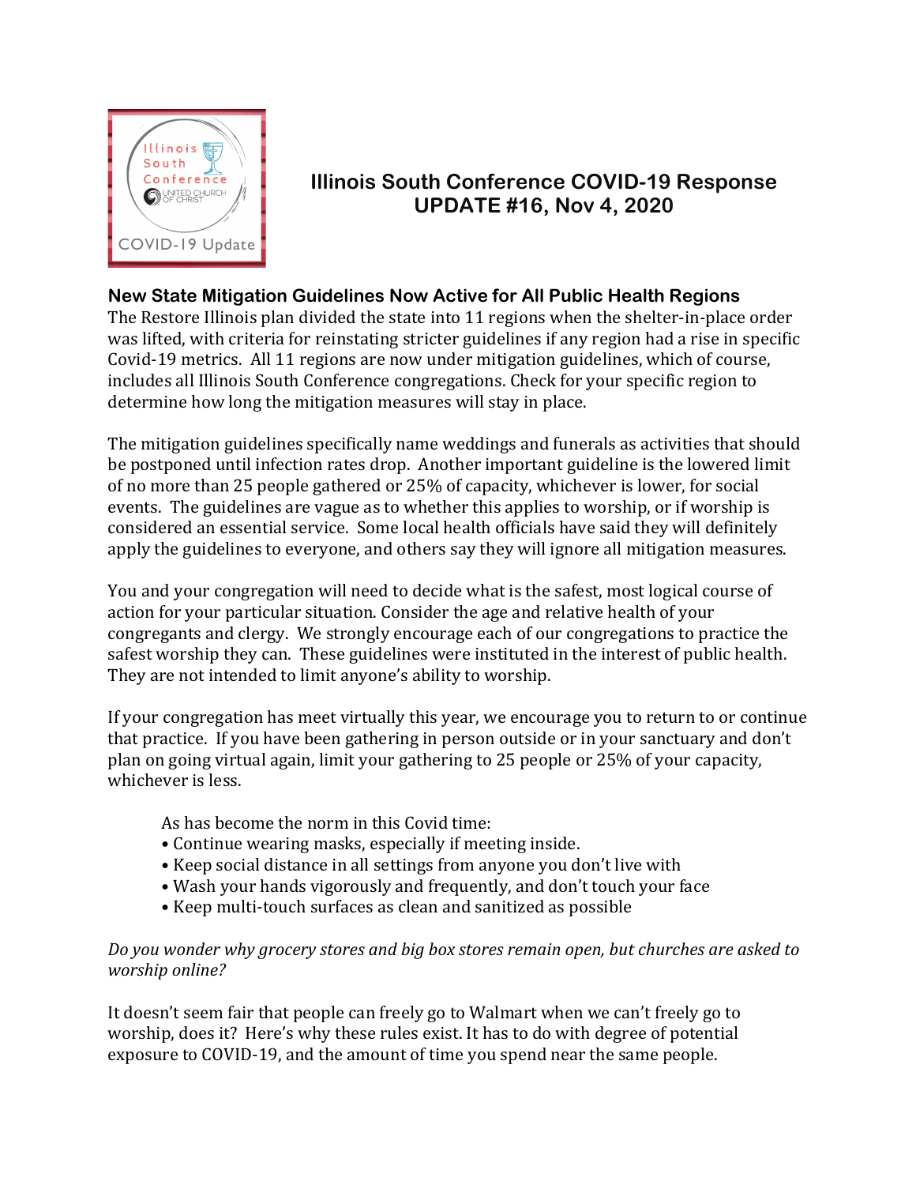# Illinois South Conference COVID-19 Response UPDATE #16, Nov 4, 2020

## New State Mitigation Guidelines Now Active for All Public Health Regions

The Restore Illinois plan divided the state into 11 regions when the shelter-in-place order was lifted, with criteria for reinstating stricter guidelines if any region had a rise in specific Covid-19 metrics. All 11 regions are now under mitigation guidelines, which of course, includes all Illinois South Conference congregations. Check for your specific region to determine how long the mitigation measures will stay in place.

The mitigation guidelines specifically name weddings and funerals as activities that should be postponed until infection rates drop. Another important guideline is the lowered limit of no more than 25 people gathered or 25% of capacity, whichever is lower, for social events. The guidelines are vague as to whether this applies to worship, or if worship is considered an essential service. Some local health officials have said they will definitely apply the guidelines to everyone, and others say they will ignore all mitigation measures.

You and your congregation will need to decide what is the safest, most logical course of action for your particular situation. Consider the age and relative health of your congregants and clergy. We strongly encourage each of our congregations to practice the safest worship they can. These guidelines were instituted in the interest of public health. They are not intended to limit anyone's ability to worship.

If your congregation has meet virtually this year, we encourage you to return to or continue that practice. If you have been gathering in person outside or in your sanctuary and don't plan on going virtual again, limit your gathering to 25 people or 25% of your capacity, whichever is less.

As has become the norm in this Covid time:

- Continue wearing masks, especially if meeting inside.
- Keep social distance in all settings from anyone you don't live with
- Wash your hands vigorously and frequently, and don't touch your face
- Keep multi-touch surfaces as clean and sanitized as possible

*Do you wonder why grocery stores and big box stores remain open, but churches are asked to worship online?*

It doesn't seem fair that people can freely go to Walmart when we can't freely go to worship, does it? Here's why these rules exist. It has to do with degree of potential exposure to COVID-19, and the amount of time you spend near the same people.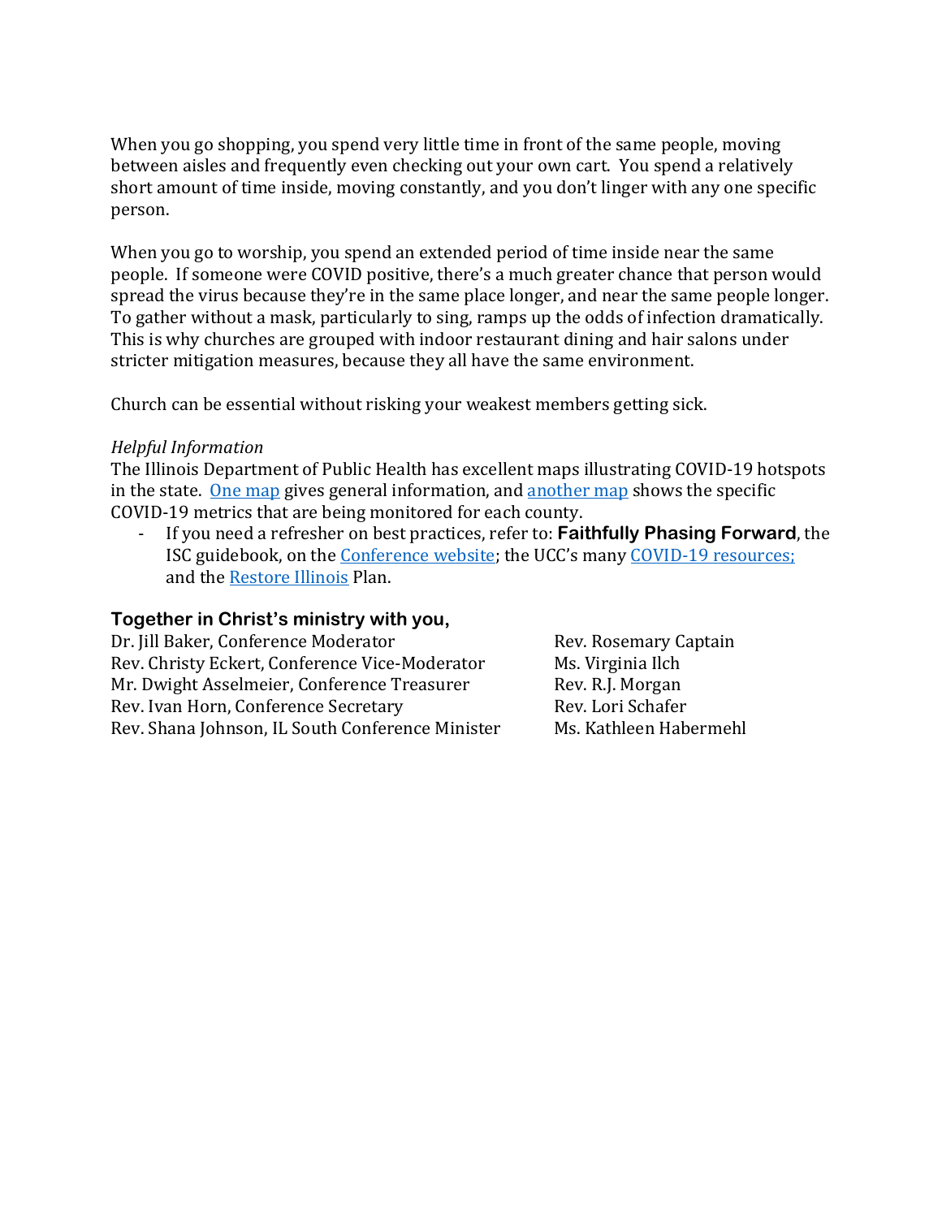When you go shopping, you spend very little time in front of the same people, moving between aisles and frequently even checking out your own cart. You spend a relatively short amount of time inside, moving constantly, and you don't linger with any one specific person.

When you go to worship, you spend an extended period of time inside near the same people. If someone were COVID positive, there's a much greater chance that person would spread the virus because they're in the same place longer, and near the same people longer. To gather without a mask, particularly to sing, ramps up the odds of infection dramatically. This is why churches are grouped with indoor restaurant dining and hair salons under stricter mitigation measures, because they all have the same environment.

Church can be essential without risking your weakest members getting sick.

*Helpful Information*

The Illinois Department of Public Health has excellent maps illustrating COVID-19 hotspots in the state. One map gives general information, and another map shows the specific COVID-19 metrics that are being monitored for each county.

- If you need a refresher on best practices, refer to: **Faithfully Phasing Forward**, the ISC guidebook, on the Conference website; the UCC's many COVID-19 resources; and the Restore Illinois Plan.

**Together in Christ's ministry with you,**

Dr. Jill Baker, Conference Moderator
Rev. Christy Eckert, Conference Vice-Moderator
Mr. Dwight Asselmeier, Conference Treasurer
Rev. Ivan Horn, Conference Secretary
Rev. Shana Johnson, IL South Conference Minister

Rev. Rosemary Captain
Ms. Virginia Ilch
Rev. R.J. Morgan
Rev. Lori Schafer
Ms. Kathleen Habermehl